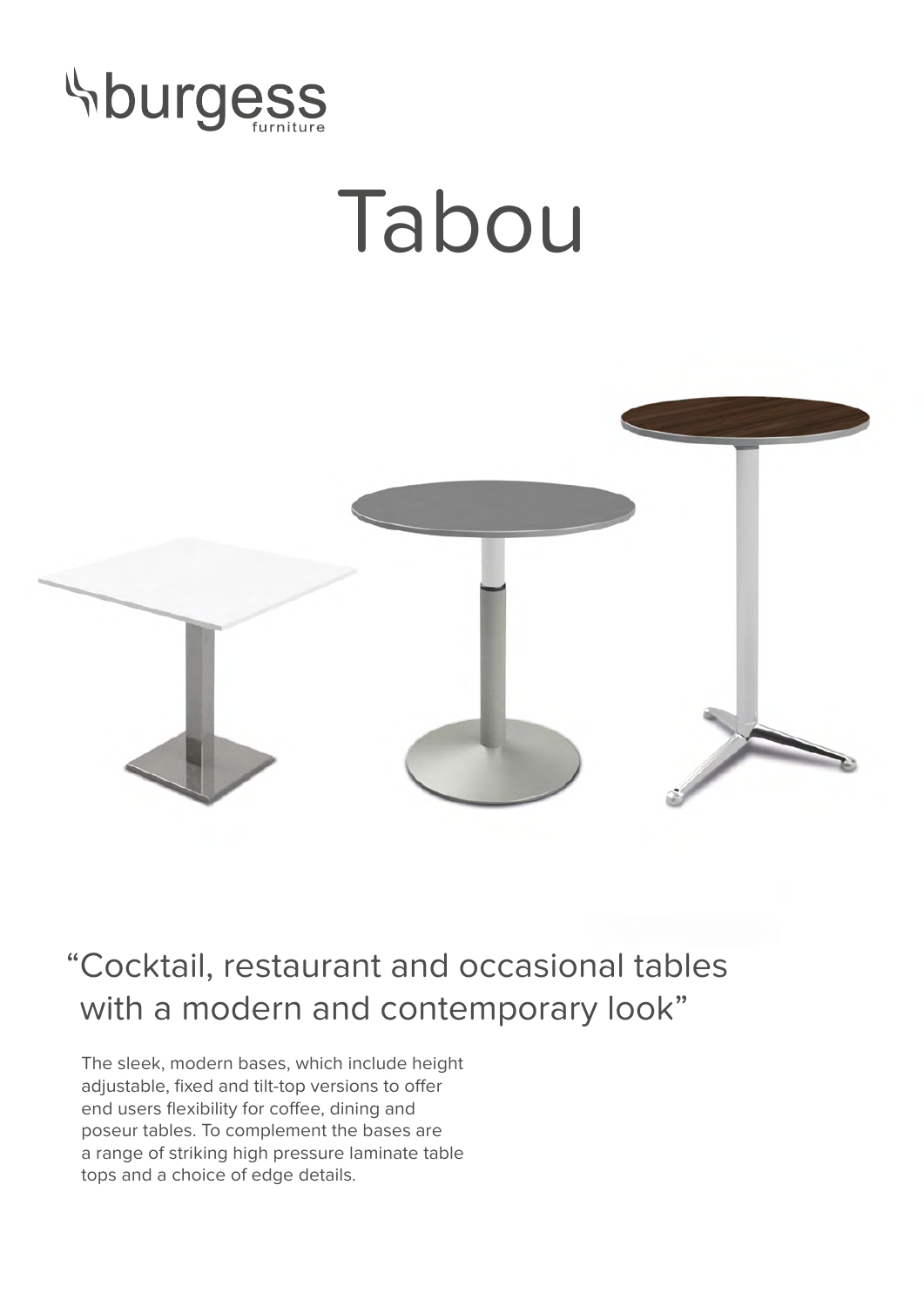burgess furniture

# Tabou

## “Cocktail, restaurant and occasional tables with a modern and contemporary look”

The sleek, modern bases, which include height adjustable, fixed and tilt-top versions to offer end users flexibility for coffee, dining and poseur tables. To complement the bases are a range of striking high pressure laminate table tops and a choice of edge details.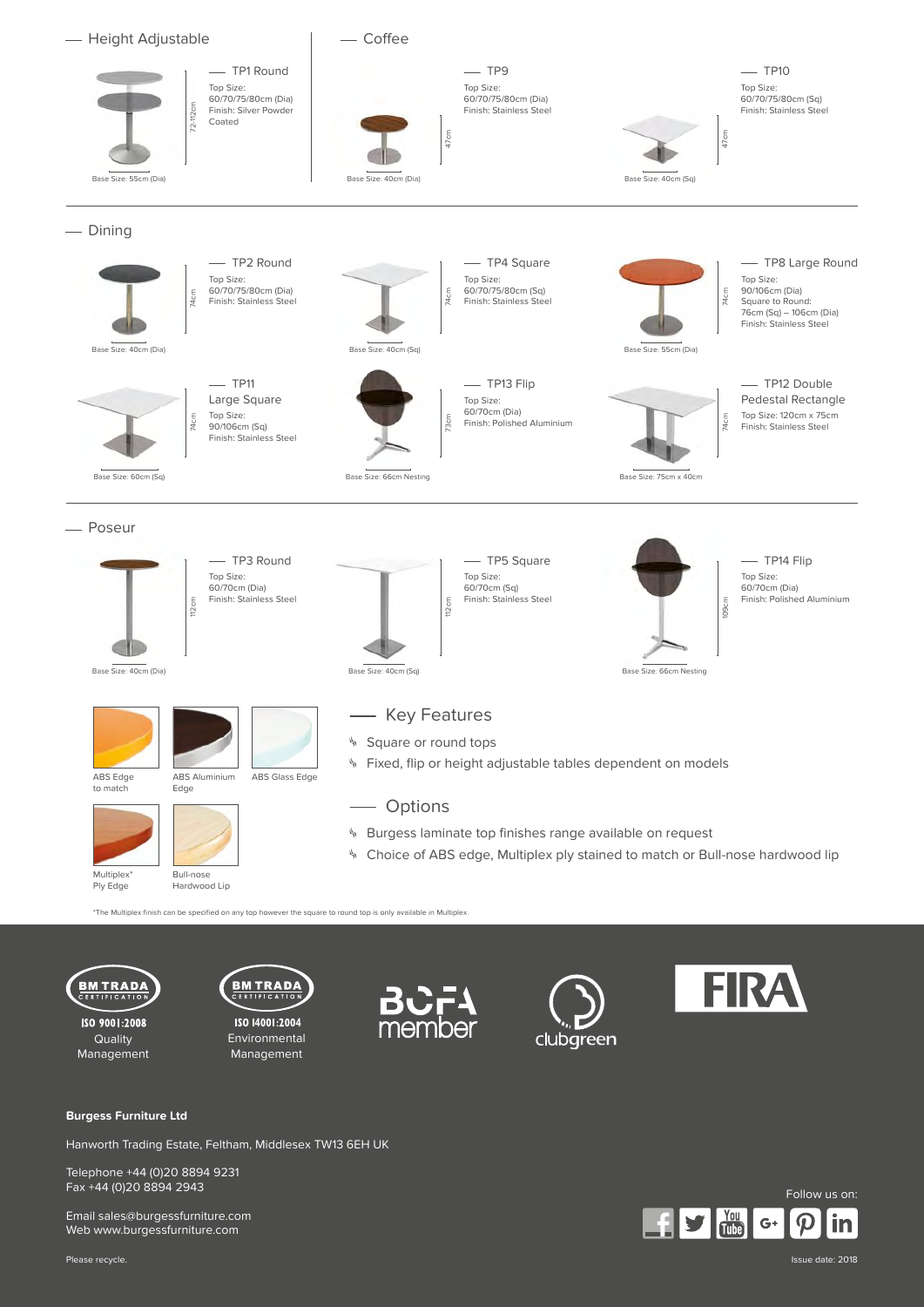## Height Adjustable

### TP1 Round

Top Size:
60/70/75/80cm (Dia)
Finish: Silver Powder Coated

72-112cm

Base Size: 55cm (Dia)

## Coffee

### TP9

Top Size:
60/70/75/80cm (Dia)
Finish: Stainless Steel

47cm

Base Size: 40cm (Dia)

### TP10

Top Size:
60/70/75/80cm (Sq)
Finish: Stainless Steel

47cm

Base Size: 40cm (Sq)

## Dining

### TP2 Round

Top Size:
60/70/75/80cm (Dia)
Finish: Stainless Steel

74cm

Base Size: 40cm (Dia)

### TP4 Square

Top Size:
60/70/75/80cm (Sq)
Finish: Stainless Steel

74cm

Base Size: 40cm (Sq)

### TP8 Large Round

Top Size:
90/106cm (Dia)
Square to Round:
76cm (Sq) – 106cm (Dia)
Finish: Stainless Steel

74cm

Base Size: 55cm (Dia)

### TP11 Large Square

Top Size:
90/106cm (Sq)
Finish: Stainless Steel

74cm

Base Size: 60cm (Sq)

### TP13 Flip

Top Size:
60/70cm (Dia)
Finish: Polished Aluminium

73cm

Base Size: 66cm Nesting

### TP12 Double Pedestal Rectangle

Top Size: 120cm x 75cm
Finish: Stainless Steel

74cm

Base Size: 75cm x 40cm

## Poseur

### TP3 Round

Top Size:
60/70cm (Dia)
Finish: Stainless Steel

112cm

Base Size: 40cm (Dia)

### TP5 Square

Top Size:
60/70cm (Sq)
Finish: Stainless Steel

112cm

Base Size: 40cm (Sq)

### TP14 Flip

Top Size:
60/70cm (Dia)
Finish: Polished Aluminium

109cm

Base Size: 66cm Nesting

ABS Edge to match

ABS Aluminium Edge

ABS Glass Edge

Multiplex* Ply Edge

Bull-nose Hardwood Lip

## Key Features

- Square or round tops
- Fixed, flip or height adjustable tables dependent on models

## Options

- Burgess laminate top finishes range available on request
- Choice of ABS edge, Multiplex ply stained to match or Bull-nose hardwood lip

*The Multiplex finish can be specified on any top however the square to round top is only available in Multiplex.

BM TRADA CERTIFICATION
ISO 9001:2008
Quality Management

BM TRADA CERTIFICATION
ISO 14001:2004
Environmental Management

BCFA member

clubgreen

FIRA

**Burgess Furniture Ltd**

Hanworth Trading Estate, Feltham, Middlesex TW13 6EH UK

Telephone +44 (0)20 8894 9231
Fax +44 (0)20 8894 2943

Email sales@burgessfurniture.com
Web www.burgessfurniture.com

Follow us on:

Please recycle.

Issue date: 2018